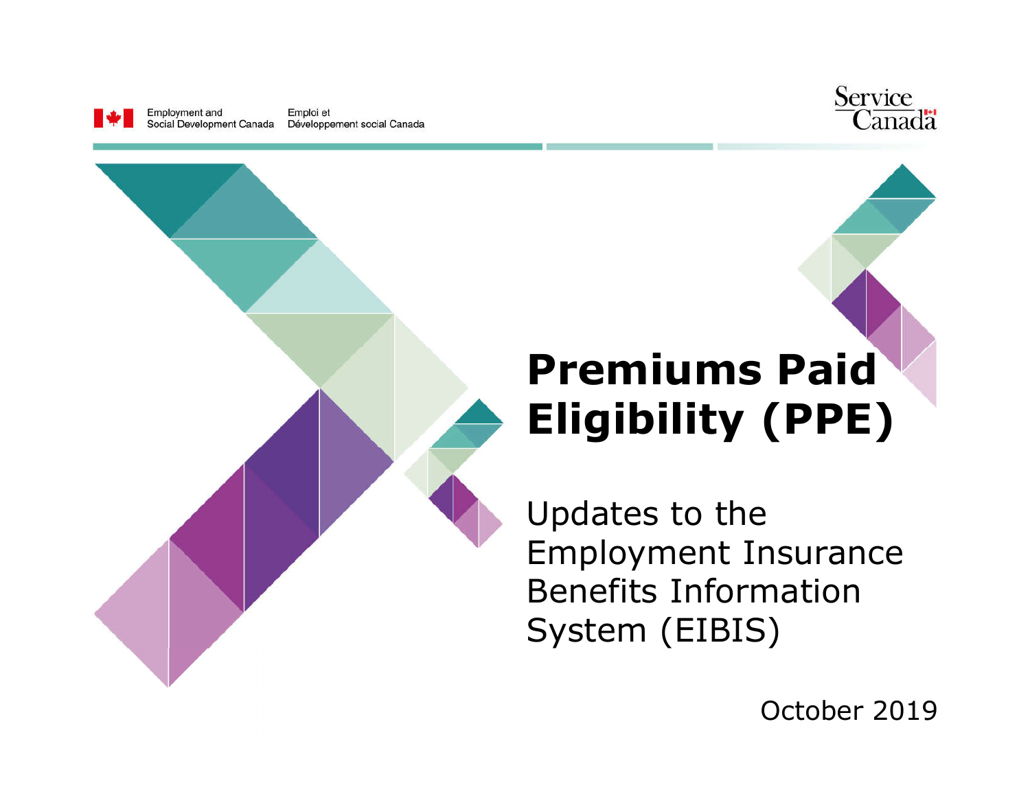Employment and Social Development Canada | Emploi et Développement social Canada

Service Canada

# Premiums Paid Eligibility (PPE)

Updates to the Employment Insurance Benefits Information System (EIBIS)

October 2019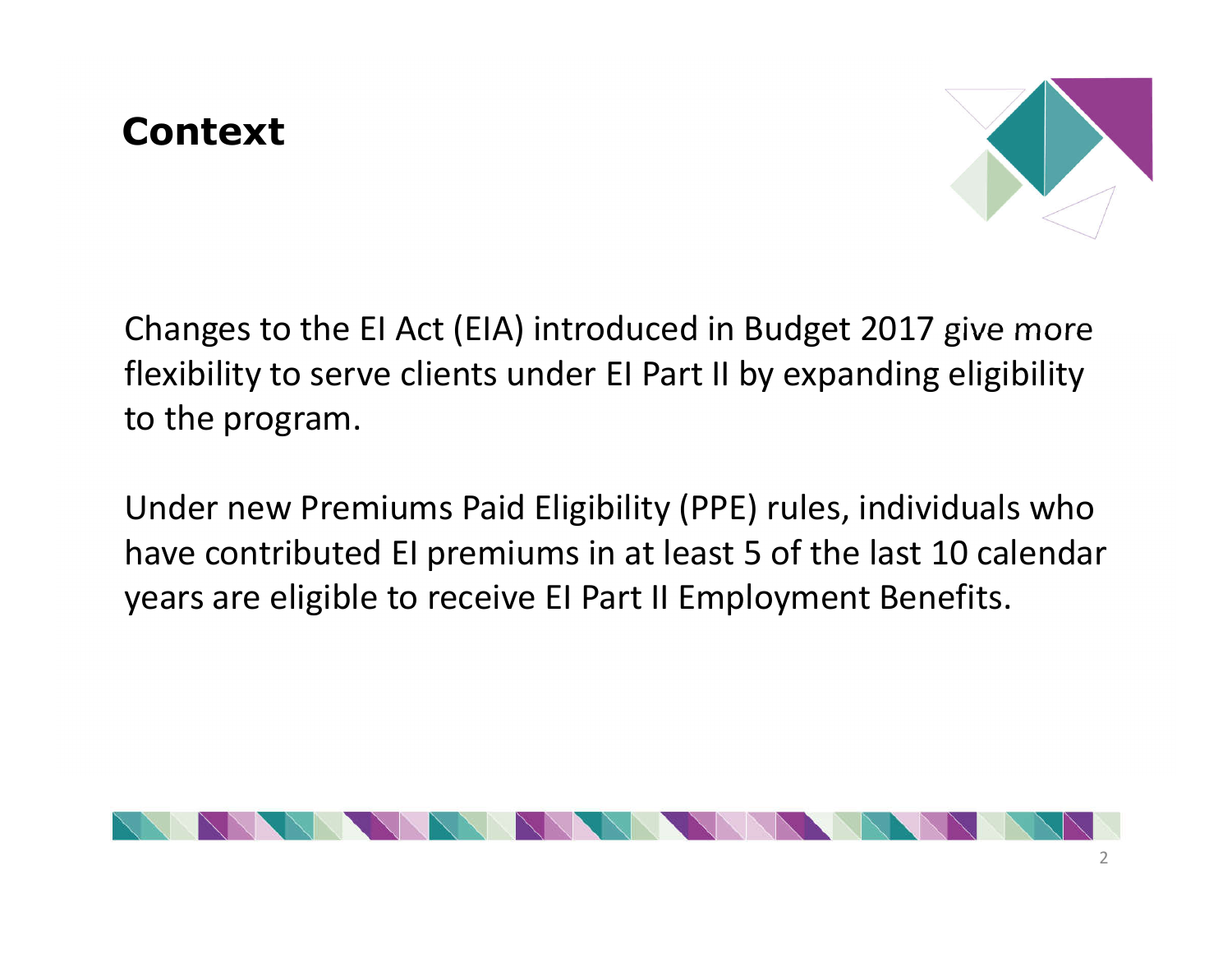## Context

Changes to the EI Act (EIA) introduced in Budget 2017 give more flexibility to serve clients under EI Part II by expanding eligibility to the program.

Under new Premiums Paid Eligibility (PPE) rules, individuals who have contributed EI premiums in at least 5 of the last 10 calendar years are eligible to receive EI Part II Employment Benefits.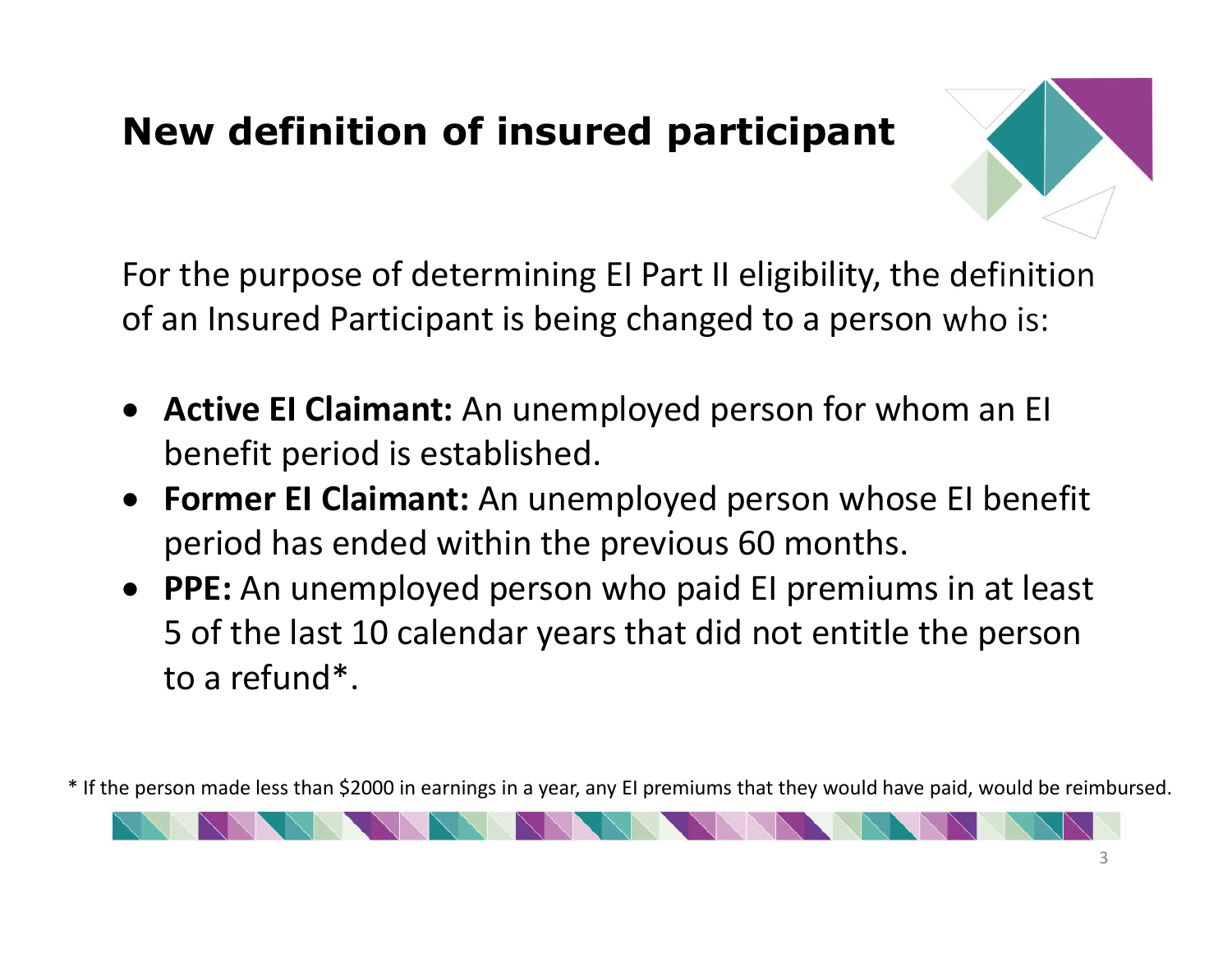# New definition of insured participant

For the purpose of determining EI Part II eligibility, the definition of an Insured Participant is being changed to a person who is:

- **Active EI Claimant:** An unemployed person for whom an EI benefit period is established.
- **Former EI Claimant:** An unemployed person whose EI benefit period has ended within the previous 60 months.
- **PPE:** An unemployed person who paid EI premiums in at least 5 of the last 10 calendar years that did not entitle the person to a refund*.

* If the person made less than $2000 in earnings in a year, any EI premiums that they would have paid, would be reimbursed.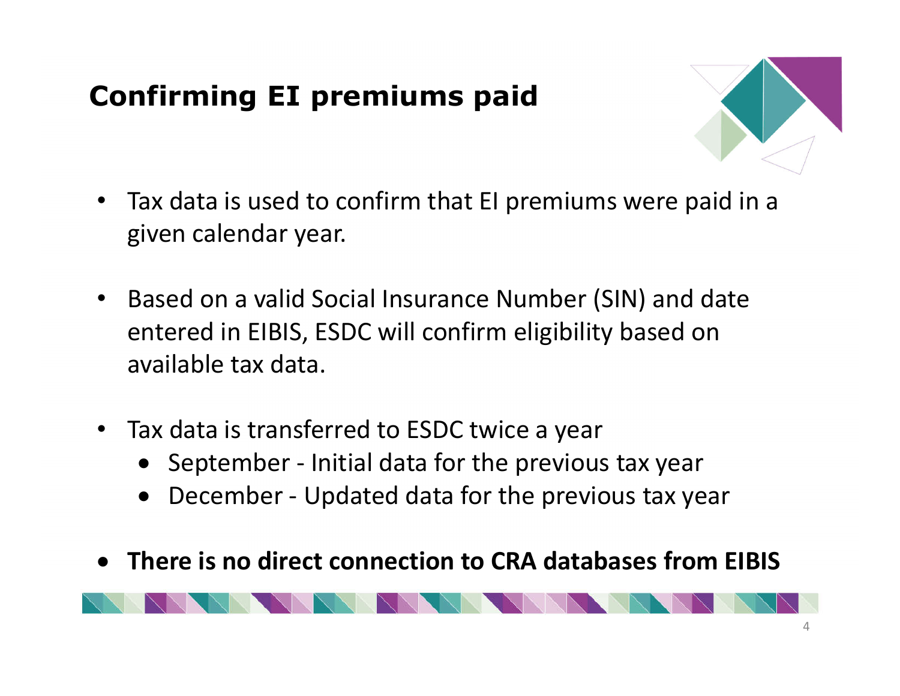# Confirming EI premiums paid

- Tax data is used to confirm that EI premiums were paid in a given calendar year.
- Based on a valid Social Insurance Number (SIN) and date entered in EIBIS, ESDC will confirm eligibility based on available tax data.
- Tax data is transferred to ESDC twice a year
  - September - Initial data for the previous tax year
  - December - Updated data for the previous tax year
- **There is no direct connection to CRA databases from EIBIS**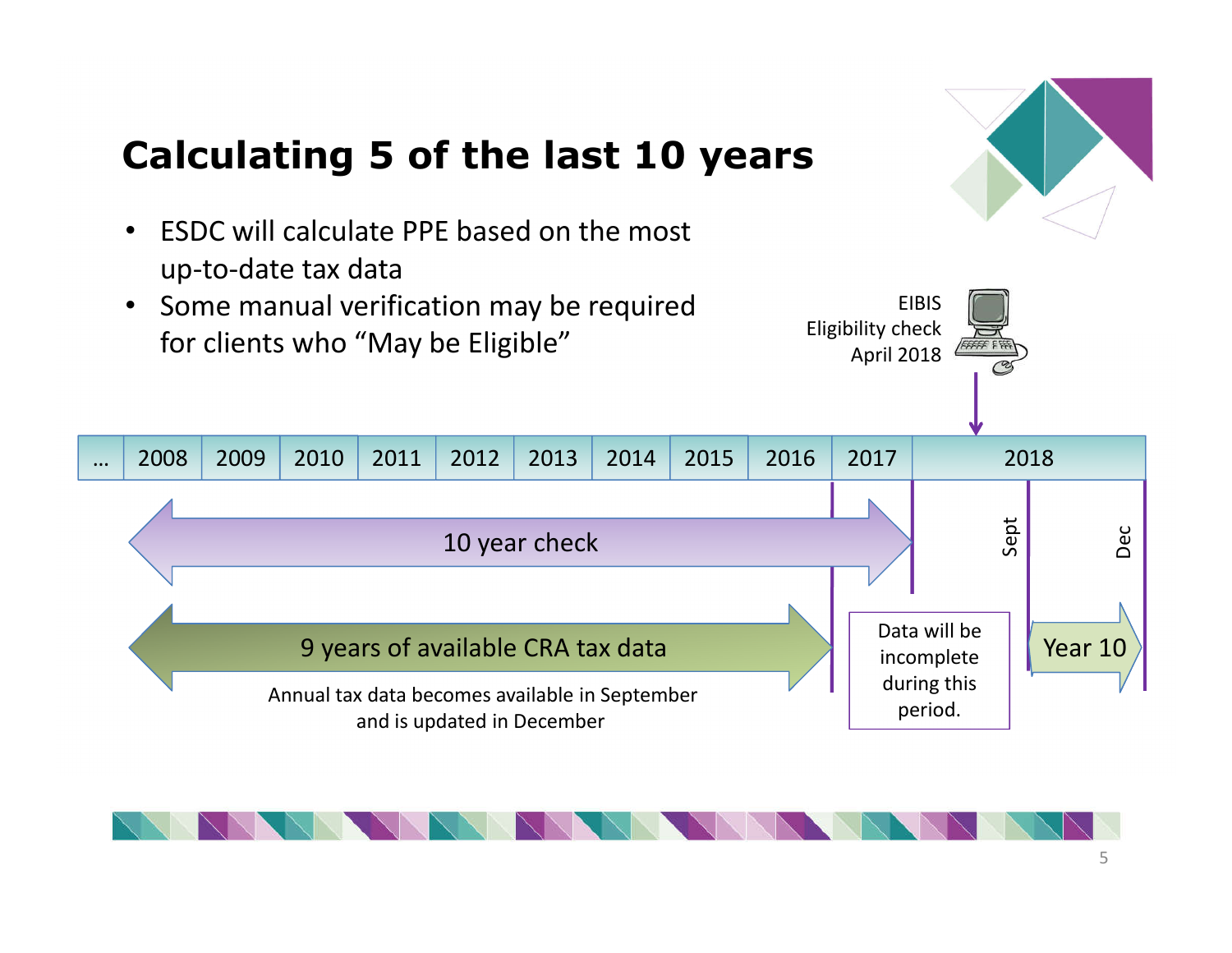# Calculating 5 of the last 10 years

- ESDC will calculate PPE based on the most up-to-date tax data
- Some manual verification may be required for clients who "May be Eligible"

EIBIS Eligibility check April 2018

| ... | 2008 | 2009 | 2010 | 2011 | 2012 | 2013 | 2014 | 2015 | 2016 | 2017 | 2018 |
|---|---|---|---|---|---|---|---|---|---|---|---|

10 year check

9 years of available CRA tax data

Annual tax data becomes available in September and is updated in December

Data will be incomplete during this period.

Sept

Dec

Year 10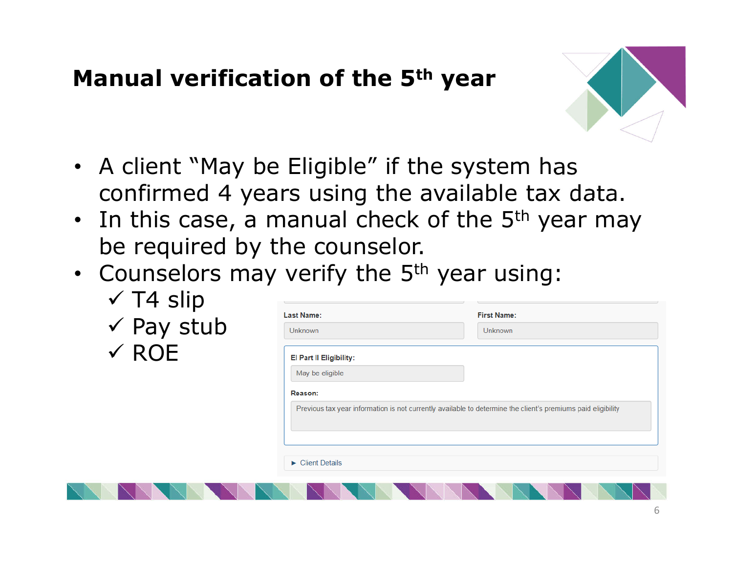# Manual verification of the 5th year

- A client "May be Eligible" if the system has confirmed 4 years using the available tax data.
- In this case, a manual check of the 5th year may be required by the counselor.
- Counselors may verify the 5th year using:
  - ✓ T4 slip
  - ✓ Pay stub
  - ✓ ROE

Last Name: Unknown

First Name: Unknown

EI Part II Eligibility: May be eligible

Reason: Previous tax year information is not currently available to determine the client's premiums paid eligibility

► Client Details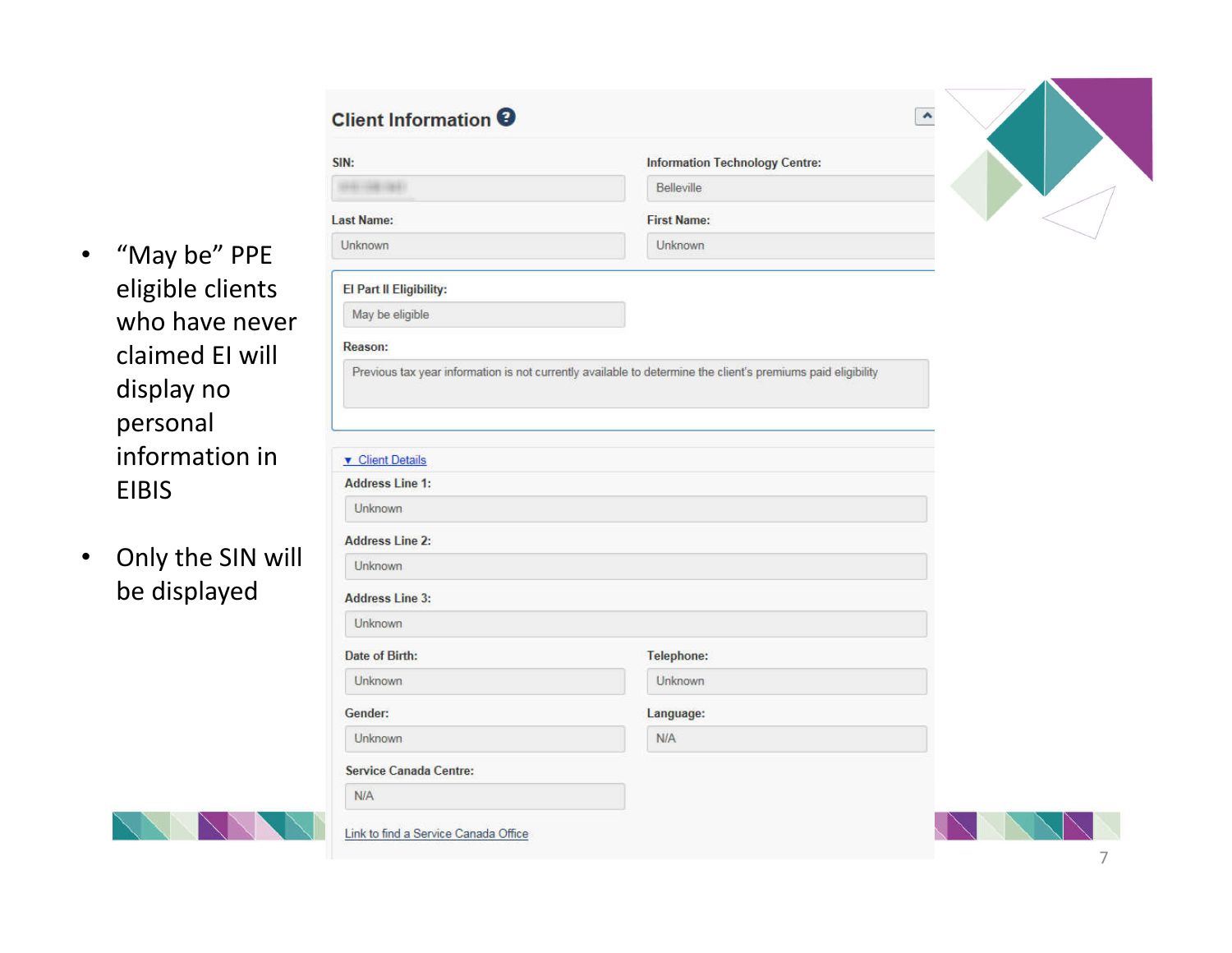- "May be" PPE eligible clients who have never claimed EI will display no personal information in EIBIS
- Only the SIN will be displayed

## Client Information

| Field | Value |
|---|---|
| SIN: | |
| Information Technology Centre: | Belleville |
| Last Name: | Unknown |
| First Name: | Unknown |

**EI Part II Eligibility:** May be eligible

**Reason:** Previous tax year information is not currently available to determine the client's premiums paid eligibility

▼ Client Details

| Field | Value |
|---|---|
| Address Line 1: | Unknown |
| Address Line 2: | Unknown |
| Address Line 3: | Unknown |
| Date of Birth: | Unknown |
| Telephone: | Unknown |
| Gender: | Unknown |
| Language: | N/A |
| Service Canada Centre: | N/A |

Link to find a Service Canada Office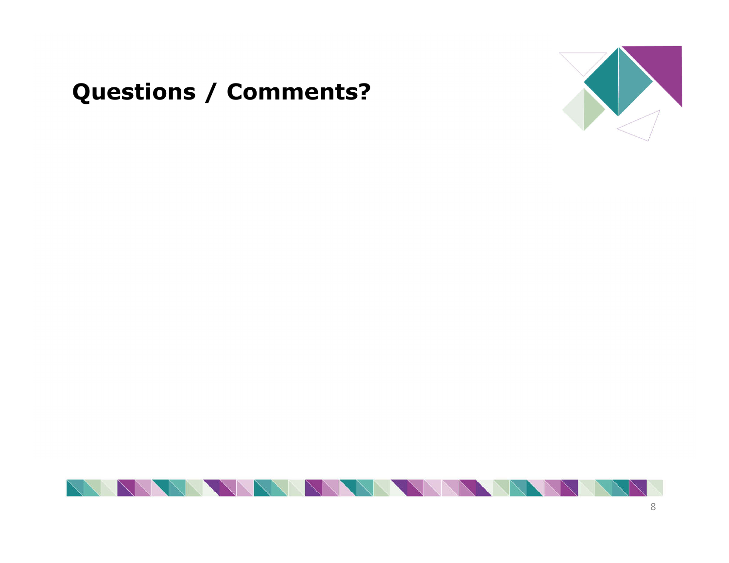# Questions / Comments?